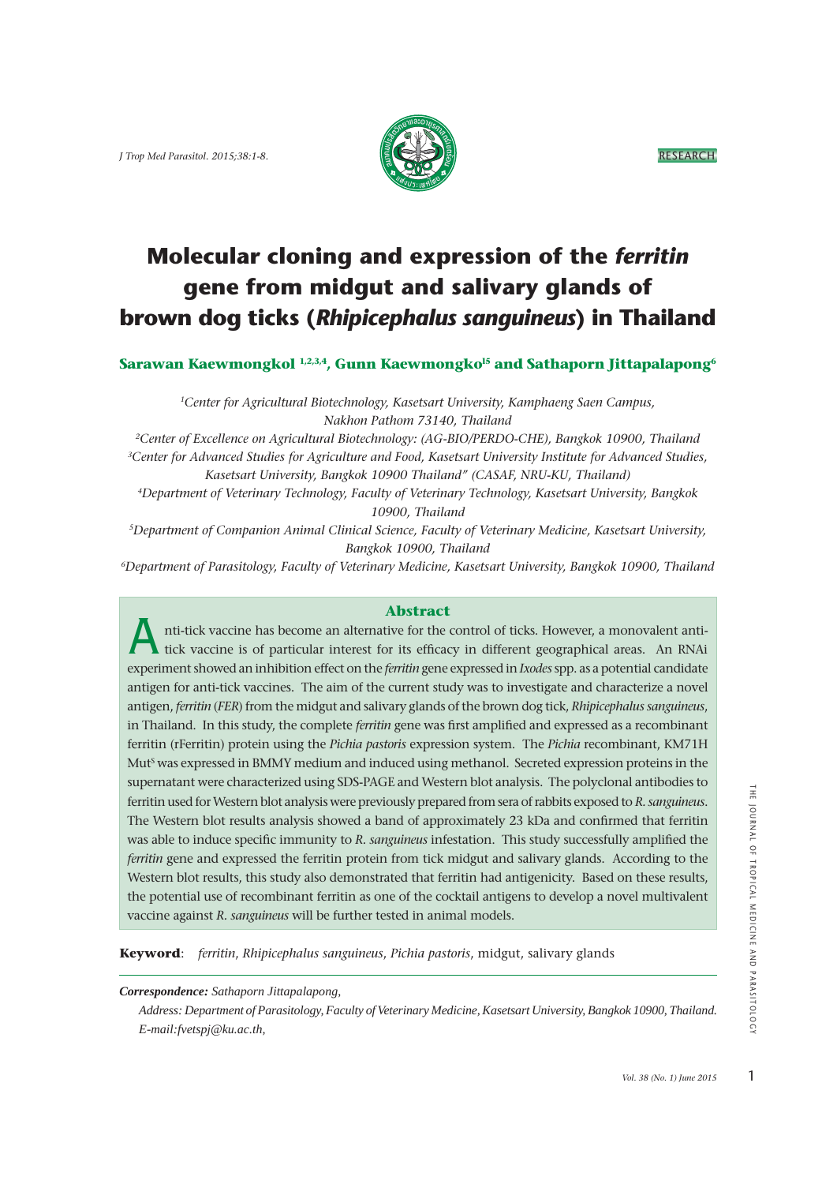RESEARCH

# Molecular cloning and expression of the *ferritin* gene from midgut and salivary glands of brown dog ticks (*Rhipicephalus sanguineus*) in Thailand

**Sarawan Kaewmongkol [1,2,3,4], Gunn Kaewmongkol[5] and Sathaporn Jittapalapong[6]**

[1]*Center for Agricultural Biotechnology, Kasetsart University, Kamphaeng Saen Campus, Nakhon Pathom 73140, Thailand*

[2]*Center of Excellence on Agricultural Biotechnology: (AG-BIO/PERDO-CHE), Bangkok 10900, Thailand*

[3]*Center for Advanced Studies for Agriculture and Food, Kasetsart University Institute for Advanced Studies, Kasetsart University, Bangkok 10900 Thailand" (CASAF, NRU-KU, Thailand)*

[4]*Department of Veterinary Technology, Faculty of Veterinary Technology, Kasetsart University, Bangkok 10900, Thailand*

[5]*Department of Companion Animal Clinical Science, Faculty of Veterinary Medicine, Kasetsart University, Bangkok 10900, Thailand*

[6]*Department of Parasitology, Faculty of Veterinary Medicine, Kasetsart University, Bangkok 10900, Thailand*

## Abstract

Anti-tick vaccine has become an alternative for the control of ticks. However, a monovalent anti-tick vaccine is of particular interest for its efficacy in different geographical areas. An RNAi experiment showed an inhibition effect on the *ferritin* gene expressed in *Ixodes* spp. as a potential candidate antigen for anti-tick vaccines. The aim of the current study was to investigate and characterize a novel antigen, *ferritin* (*FER*) from the midgut and salivary glands of the brown dog tick, *Rhipicephalus sanguineus*, in Thailand. In this study, the complete *ferritin* gene was first amplified and expressed as a recombinant ferritin (rFerritin) protein using the *Pichia pastoris* expression system. The *Pichia* recombinant, KM71H Mut$^S$ was expressed in BMMY medium and induced using methanol. Secreted expression proteins in the supernatant were characterized using SDS-PAGE and Western blot analysis. The polyclonal antibodies to ferritin used for Western blot analysis were previously prepared from sera of rabbits exposed to *R. sanguineus*. The Western blot results analysis showed a band of approximately 23 kDa and confirmed that ferritin was able to induce specific immunity to *R. sanguineus* infestation. This study successfully amplified the *ferritin* gene and expressed the ferritin protein from tick midgut and salivary glands. According to the Western blot results, this study also demonstrated that ferritin had antigenicity. Based on these results, the potential use of recombinant ferritin as one of the cocktail antigens to develop a novel multivalent vaccine against *R. sanguineus* will be further tested in animal models.

**Keyword**: *ferritin*, *Rhipicephalus sanguineus*, *Pichia pastoris*, midgut, salivary glands

---

***Correspondence:*** *Sathaporn Jittapalapong,*

*Address: Department of Parasitology, Faculty of Veterinary Medicine, Kasetsart University, Bangkok 10900, Thailand. E-mail:fvetspj@ku.ac.th,*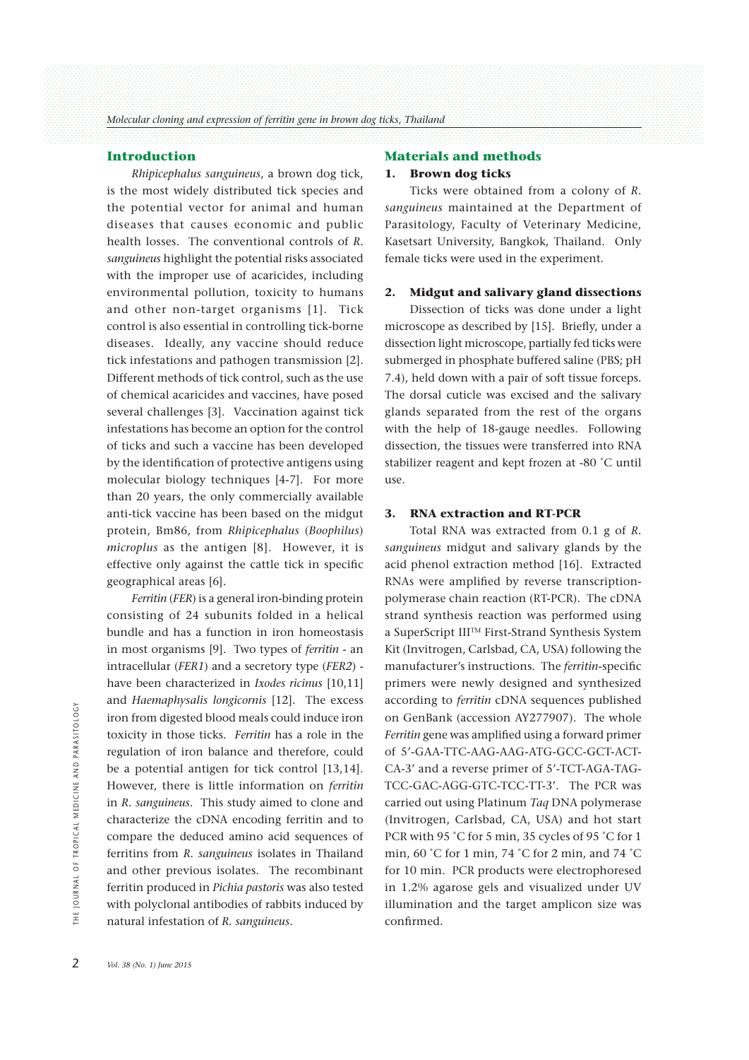## Introduction

*Rhipicephalus sanguineus*, a brown dog tick, is the most widely distributed tick species and the potential vector for animal and human diseases that causes economic and public health losses. The conventional controls of *R. sanguineus* highlight the potential risks associated with the improper use of acaricides, including environmental pollution, toxicity to humans and other non-target organisms [1]. Tick control is also essential in controlling tick-borne diseases. Ideally, any vaccine should reduce tick infestations and pathogen transmission [2]. Different methods of tick control, such as the use of chemical acaricides and vaccines, have posed several challenges [3]. Vaccination against tick infestations has become an option for the control of ticks and such a vaccine has been developed by the identification of protective antigens using molecular biology techniques [4-7]. For more than 20 years, the only commercially available anti-tick vaccine has been based on the midgut protein, Bm86, from *Rhipicephalus* (*Boophilus*) *microplus* as the antigen [8]. However, it is effective only against the cattle tick in specific geographical areas [6].

*Ferritin* (*FER*) is a general iron-binding protein consisting of 24 subunits folded in a helical bundle and has a function in iron homeostasis in most organisms [9]. Two types of *ferritin* - an intracellular (*FER1*) and a secretory type (*FER2*) - have been characterized in *Ixodes ricinus* [10,11] and *Haemaphysalis longicornis* [12]. The excess iron from digested blood meals could induce iron toxicity in those ticks. *Ferritin* has a role in the regulation of iron balance and therefore, could be a potential antigen for tick control [13,14]. However, there is little information on *ferritin* in *R. sanguineus*. This study aimed to clone and characterize the cDNA encoding ferritin and to compare the deduced amino acid sequences of ferritins from *R. sanguineus* isolates in Thailand and other previous isolates. The recombinant ferritin produced in *Pichia pastoris* was also tested with polyclonal antibodies of rabbits induced by natural infestation of *R. sanguineus*.

## Materials and methods

### 1. Brown dog ticks

Ticks were obtained from a colony of *R. sanguineus* maintained at the Department of Parasitology, Faculty of Veterinary Medicine, Kasetsart University, Bangkok, Thailand. Only female ticks were used in the experiment.

### 2. Midgut and salivary gland dissections

Dissection of ticks was done under a light microscope as described by [15]. Briefly, under a dissection light microscope, partially fed ticks were submerged in phosphate buffered saline (PBS; pH 7.4), held down with a pair of soft tissue forceps. The dorsal cuticle was excised and the salivary glands separated from the rest of the organs with the help of 18-gauge needles. Following dissection, the tissues were transferred into RNA stabilizer reagent and kept frozen at -80 ˚C until use.

### 3. RNA extraction and RT-PCR

Total RNA was extracted from 0.1 g of *R. sanguineus* midgut and salivary glands by the acid phenol extraction method [16]. Extracted RNAs were amplified by reverse transcription-polymerase chain reaction (RT-PCR). The cDNA strand synthesis reaction was performed using a SuperScript III™ First-Strand Synthesis System Kit (Invitrogen, Carlsbad, CA, USA) following the manufacturer's instructions. The *ferritin*-specific primers were newly designed and synthesized according to *ferritin* cDNA sequences published on GenBank (accession AY277907). The whole *Ferritin* gene was amplified using a forward primer of 5'-GAA-TTC-AAG-AAG-ATG-GCC-GCT-ACT-CA-3' and a reverse primer of 5'-TCT-AGA-TAG-TCC-GAC-AGG-GTC-TCC-TT-3'. The PCR was carried out using Platinum *Taq* DNA polymerase (Invitrogen, Carlsbad, CA, USA) and hot start PCR with 95 ˚C for 5 min, 35 cycles of 95 ˚C for 1 min, 60 ˚C for 1 min, 74 ˚C for 2 min, and 74 ˚C for 10 min. PCR products were electrophoresed in 1.2% agarose gels and visualized under UV illumination and the target amplicon size was confirmed.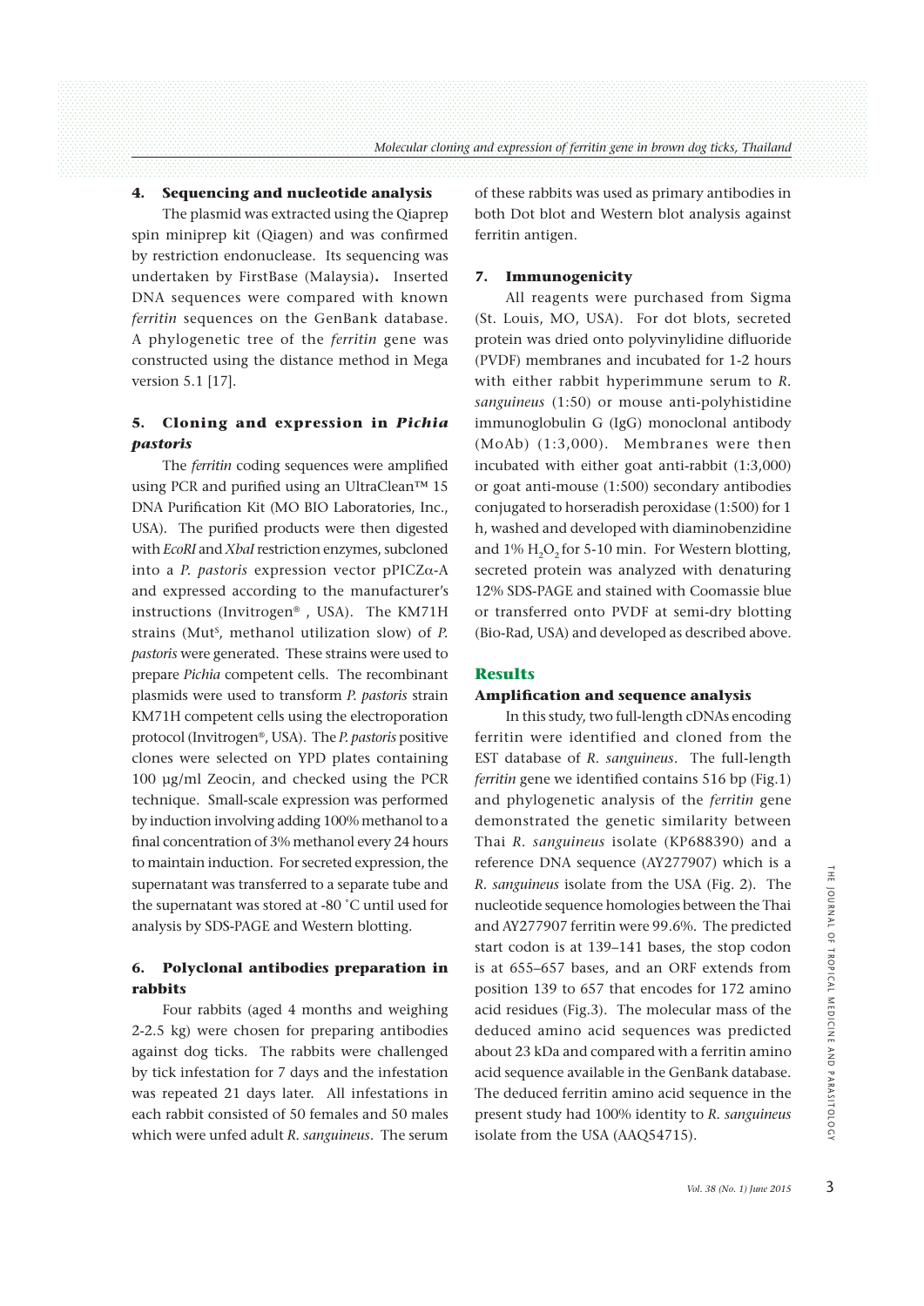#### 4. Sequencing and nucleotide analysis

The plasmid was extracted using the Qiaprep spin miniprep kit (Qiagen) and was confirmed by restriction endonuclease. Its sequencing was undertaken by FirstBase (Malaysia). Inserted DNA sequences were compared with known *ferritin* sequences on the GenBank database. A phylogenetic tree of the *ferritin* gene was constructed using the distance method in Mega version 5.1 [17].

#### 5. Cloning and expression in *Pichia pastoris*

The *ferritin* coding sequences were amplified using PCR and purified using an UltraClean™ 15 DNA Purification Kit (MO BIO Laboratories, Inc., USA). The purified products were then digested with *EcoRI* and *XbaI* restriction enzymes, subcloned into a *P. pastoris* expression vector pPICZα-A and expressed according to the manufacturer's instructions (Invitrogen® , USA). The KM71H strains (Mut$^S$, methanol utilization slow) of *P. pastoris* were generated. These strains were used to prepare *Pichia* competent cells. The recombinant plasmids were used to transform *P. pastoris* strain KM71H competent cells using the electroporation protocol (Invitrogen®, USA). The *P. pastoris* positive clones were selected on YPD plates containing 100 µg/ml Zeocin, and checked using the PCR technique. Small-scale expression was performed by induction involving adding 100% methanol to a final concentration of 3% methanol every 24 hours to maintain induction. For secreted expression, the supernatant was transferred to a separate tube and the supernatant was stored at -80 ˚C until used for analysis by SDS-PAGE and Western blotting.

#### 6. Polyclonal antibodies preparation in rabbits

Four rabbits (aged 4 months and weighing 2-2.5 kg) were chosen for preparing antibodies against dog ticks. The rabbits were challenged by tick infestation for 7 days and the infestation was repeated 21 days later. All infestations in each rabbit consisted of 50 females and 50 males which were unfed adult *R. sanguineus*. The serum of these rabbits was used as primary antibodies in both Dot blot and Western blot analysis against ferritin antigen.

#### 7. Immunogenicity

All reagents were purchased from Sigma (St. Louis, MO, USA). For dot blots, secreted protein was dried onto polyvinylidine difluoride (PVDF) membranes and incubated for 1-2 hours with either rabbit hyperimmune serum to *R. sanguineus* (1:50) or mouse anti-polyhistidine immunoglobulin G (IgG) monoclonal antibody (MoAb) (1:3,000). Membranes were then incubated with either goat anti-rabbit (1:3,000) or goat anti-mouse (1:500) secondary antibodies conjugated to horseradish peroxidase (1:500) for 1 h, washed and developed with diaminobenzidine and 1% $H_2O_2$ for 5-10 min. For Western blotting, secreted protein was analyzed with denaturing 12% SDS-PAGE and stained with Coomassie blue or transferred onto PVDF at semi-dry blotting (Bio-Rad, USA) and developed as described above.

## Results

### Amplification and sequence analysis

In this study, two full-length cDNAs encoding ferritin were identified and cloned from the EST database of *R. sanguineus*. The full-length *ferritin* gene we identified contains 516 bp (Fig.1) and phylogenetic analysis of the *ferritin* gene demonstrated the genetic similarity between Thai *R. sanguineus* isolate (KP688390) and a reference DNA sequence (AY277907) which is a *R. sanguineus* isolate from the USA (Fig. 2). The nucleotide sequence homologies between the Thai and AY277907 ferritin were 99.6%. The predicted start codon is at 139–141 bases, the stop codon is at 655–657 bases, and an ORF extends from position 139 to 657 that encodes for 172 amino acid residues (Fig.3). The molecular mass of the deduced amino acid sequences was predicted about 23 kDa and compared with a ferritin amino acid sequence available in the GenBank database. The deduced ferritin amino acid sequence in the present study had 100% identity to *R. sanguineus* isolate from the USA (AAQ54715).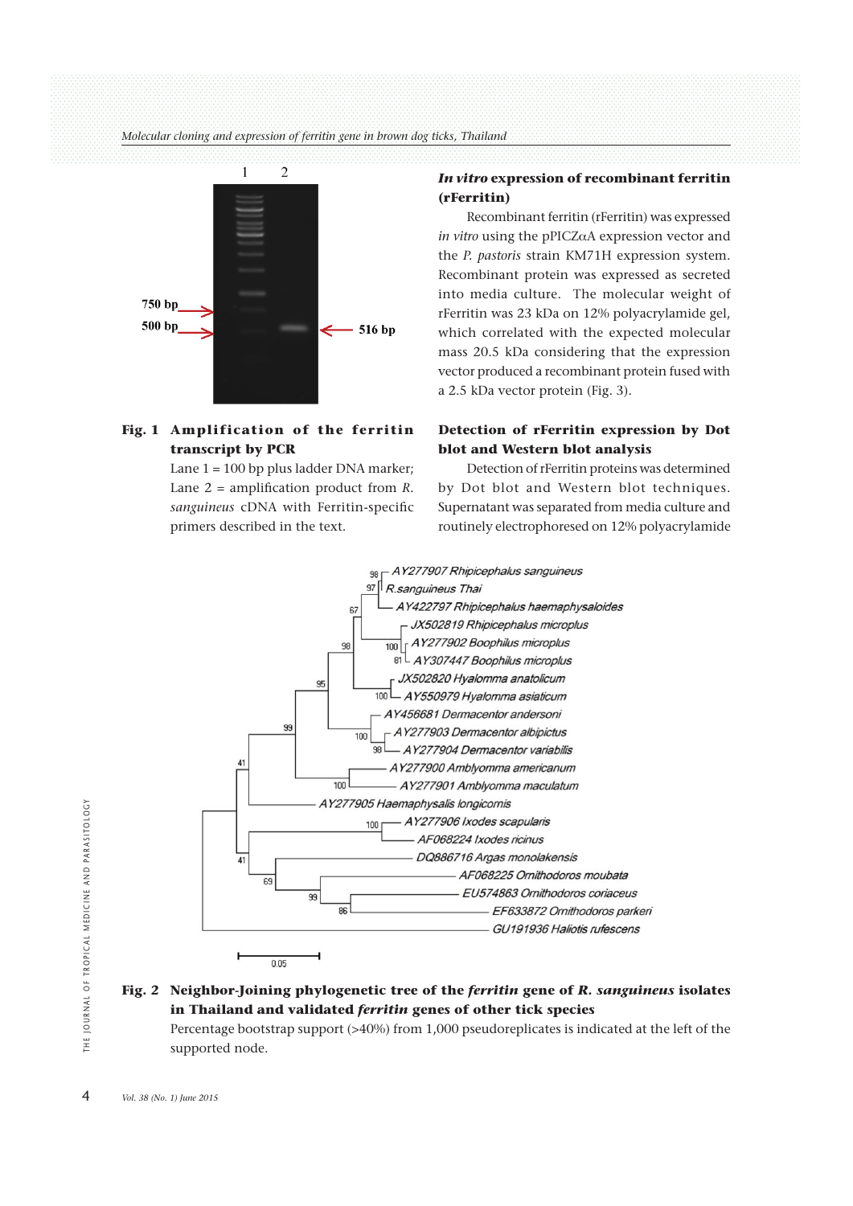Fig. 1 **Amplification of the ferritin transcript by PCR**

Lane 1 = 100 bp plus ladder DNA marker; Lane 2 = amplification product from *R. sanguineus* cDNA with Ferritin-specific primers described in the text.

### *In vitro* expression of recombinant ferritin (rFerritin)

Recombinant ferritin (rFerritin) was expressed *in vitro* using the pPICZαA expression vector and the *P. pastoris* strain KM71H expression system. Recombinant protein was expressed as secreted into media culture. The molecular weight of rFerritin was 23 kDa on 12% polyacrylamide gel, which correlated with the expected molecular mass 20.5 kDa considering that the expression vector produced a recombinant protein fused with a 2.5 kDa vector protein (Fig. 3).

### Detection of rFerritin expression by Dot blot and Western blot analysis

Detection of rFerritin proteins was determined by Dot blot and Western blot techniques. Supernatant was separated from media culture and routinely electrophoresed on 12% polyacrylamide

**Fig. 2 Neighbor-Joining phylogenetic tree of the *ferritin* gene of *R. sanguineus* isolates in Thailand and validated *ferritin* genes of other tick species**

Percentage bootstrap support (>40%) from 1,000 pseudoreplicates is indicated at the left of the supported node.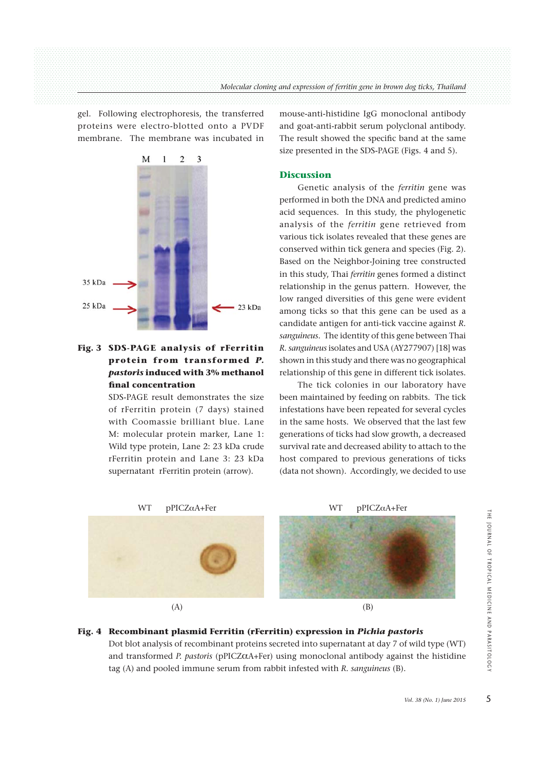gel. Following electrophoresis, the transferred proteins were electro-blotted onto a PVDF membrane. The membrane was incubated in mouse-anti-histidine IgG monoclonal antibody and goat-anti-rabbit serum polyclonal antibody. The result showed the specific band at the same size presented in the SDS-PAGE (Figs. 4 and 5).

**Fig. 3 SDS-PAGE analysis of rFerritin protein from transformed *P. pastoris* induced with 3% methanol final concentration**

SDS-PAGE result demonstrates the size of rFerritin protein (7 days) stained with Coomassie brilliant blue. Lane M: molecular protein marker, Lane 1: Wild type protein, Lane 2: 23 kDa crude rFerritin protein and Lane 3: 23 kDa supernatant rFerritin protein (arrow).

## Discussion

Genetic analysis of the *ferritin* gene was performed in both the DNA and predicted amino acid sequences. In this study, the phylogenetic analysis of the *ferritin* gene retrieved from various tick isolates revealed that these genes are conserved within tick genera and species (Fig. 2). Based on the Neighbor-Joining tree constructed in this study, Thai *ferritin* genes formed a distinct relationship in the genus pattern. However, the low ranged diversities of this gene were evident among ticks so that this gene can be used as a candidate antigen for anti-tick vaccine against *R. sanguineus*. The identity of this gene between Thai *R. sanguineus* isolates and USA (AY277907) [18] was shown in this study and there was no geographical relationship of this gene in different tick isolates.

The tick colonies in our laboratory have been maintained by feeding on rabbits. The tick infestations have been repeated for several cycles in the same hosts. We observed that the last few generations of ticks had slow growth, a decreased survival rate and decreased ability to attach to the host compared to previous generations of ticks (data not shown). Accordingly, we decided to use

**Fig. 4 Recombinant plasmid Ferritin (rFerritin) expression in *Pichia pastoris***

Dot blot analysis of recombinant proteins secreted into supernatant at day 7 of wild type (WT) and transformed *P. pastoris* (pPICZαA+Fer) using monoclonal antibody against the histidine tag (A) and pooled immune serum from rabbit infested with *R. sanguineus* (B).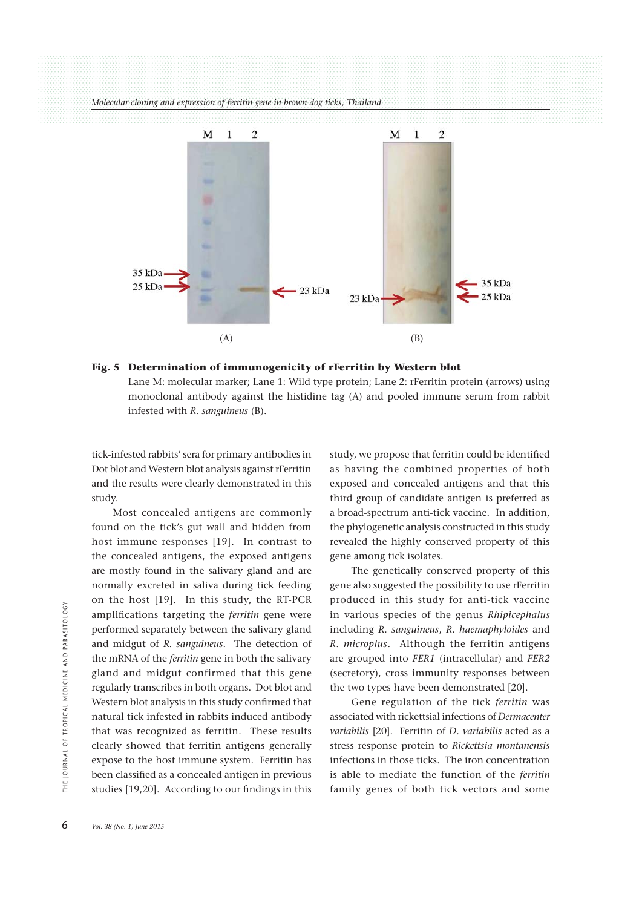**Fig. 5 Determination of immunogenicity of rFerritin by Western blot**
Lane M: molecular marker; Lane 1: Wild type protein; Lane 2: rFerritin protein (arrows) using monoclonal antibody against the histidine tag (A) and pooled immune serum from rabbit infested with *R. sanguineus* (B).

tick-infested rabbits' sera for primary antibodies in Dot blot and Western blot analysis against rFerritin and the results were clearly demonstrated in this study.

Most concealed antigens are commonly found on the tick's gut wall and hidden from host immune responses [19]. In contrast to the concealed antigens, the exposed antigens are mostly found in the salivary gland and are normally excreted in saliva during tick feeding on the host [19]. In this study, the RT-PCR amplifications targeting the *ferritin* gene were performed separately between the salivary gland and midgut of *R. sanguineus*. The detection of the mRNA of the *ferritin* gene in both the salivary gland and midgut confirmed that this gene regularly transcribes in both organs. Dot blot and Western blot analysis in this study confirmed that natural tick infested in rabbits induced antibody that was recognized as ferritin. These results clearly showed that ferritin antigens generally expose to the host immune system. Ferritin has been classified as a concealed antigen in previous studies [19,20]. According to our findings in this study, we propose that ferritin could be identified as having the combined properties of both exposed and concealed antigens and that this third group of candidate antigen is preferred as a broad-spectrum anti-tick vaccine. In addition, the phylogenetic analysis constructed in this study revealed the highly conserved property of this gene among tick isolates.

The genetically conserved property of this gene also suggested the possibility to use rFerritin produced in this study for anti-tick vaccine in various species of the genus *Rhipicephalus* including *R. sanguineus*, *R. haemaphyloides* and *R. microplus*. Although the ferritin antigens are grouped into *FER1* (intracellular) and *FER2* (secretory), cross immunity responses between the two types have been demonstrated [20].

Gene regulation of the tick *ferritin* was associated with rickettsial infections of *Dermacenter variabilis* [20]. Ferritin of *D. variabilis* acted as a stress response protein to *Rickettsia montanensis* infections in those ticks. The iron concentration is able to mediate the function of the *ferritin* family genes of both tick vectors and some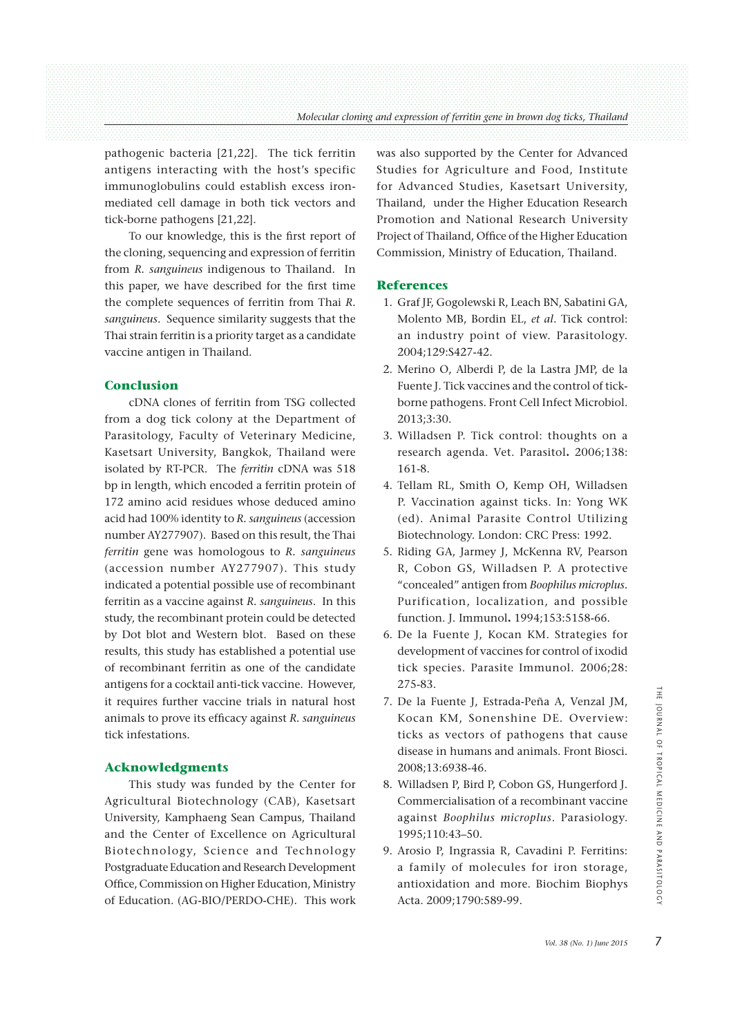pathogenic bacteria [21,22]. The tick ferritin antigens interacting with the host's specific immunoglobulins could establish excess iron-mediated cell damage in both tick vectors and tick-borne pathogens [21,22].

To our knowledge, this is the first report of the cloning, sequencing and expression of ferritin from *R. sanguineus* indigenous to Thailand. In this paper, we have described for the first time the complete sequences of ferritin from Thai *R. sanguineus*. Sequence similarity suggests that the Thai strain ferritin is a priority target as a candidate vaccine antigen in Thailand.

## Conclusion

cDNA clones of ferritin from TSG collected from a dog tick colony at the Department of Parasitology, Faculty of Veterinary Medicine, Kasetsart University, Bangkok, Thailand were isolated by RT-PCR. The *ferritin* cDNA was 518 bp in length, which encoded a ferritin protein of 172 amino acid residues whose deduced amino acid had 100% identity to *R. sanguineus* (accession number AY277907). Based on this result, the Thai *ferritin* gene was homologous to *R. sanguineus* (accession number AY277907). This study indicated a potential possible use of recombinant ferritin as a vaccine against *R. sanguineus*. In this study, the recombinant protein could be detected by Dot blot and Western blot. Based on these results, this study has established a potential use of recombinant ferritin as one of the candidate antigens for a cocktail anti-tick vaccine. However, it requires further vaccine trials in natural host animals to prove its efficacy against *R. sanguineus* tick infestations.

## Acknowledgments

This study was funded by the Center for Agricultural Biotechnology (CAB), Kasetsart University, Kamphaeng Sean Campus, Thailand and the Center of Excellence on Agricultural Biotechnology, Science and Technology Postgraduate Education and Research Development Office, Commission on Higher Education, Ministry of Education. (AG-BIO/PERDO-CHE). This work was also supported by the Center for Advanced Studies for Agriculture and Food, Institute for Advanced Studies, Kasetsart University, Thailand, under the Higher Education Research Promotion and National Research University Project of Thailand, Office of the Higher Education Commission, Ministry of Education, Thailand.

## References

1. Graf JF, Gogolewski R, Leach BN, Sabatini GA, Molento MB, Bordin EL, *et al*. Tick control: an industry point of view. Parasitology. 2004;129:S427-42.
2. Merino O, Alberdi P, de la Lastra JMP, de la Fuente J. Tick vaccines and the control of tick-borne pathogens. Front Cell Infect Microbiol. 2013;3:30.
3. Willadsen P. Tick control: thoughts on a research agenda. Vet. Parasitol**.** 2006;138: 161-8.
4. Tellam RL, Smith O, Kemp OH, Willadsen P. Vaccination against ticks. In: Yong WK (ed). Animal Parasite Control Utilizing Biotechnology. London: CRC Press: 1992.
5. Riding GA, Jarmey J, McKenna RV, Pearson R, Cobon GS, Willadsen P. A protective "concealed" antigen from *Boophilus microplus*. Purification, localization, and possible function. J. Immunol**.** 1994;153:5158-66.
6. De la Fuente J, Kocan KM. Strategies for development of vaccines for control of ixodid tick species. Parasite Immunol. 2006;28: 275-83.
7. De la Fuente J, Estrada-Peña A, Venzal JM, Kocan KM, Sonenshine DE. Overview: ticks as vectors of pathogens that cause disease in humans and animals. Front Biosci. 2008;13:6938-46.
8. Willadsen P, Bird P, Cobon GS, Hungerford J. Commercialisation of a recombinant vaccine against *Boophilus microplus*. Parasiology. 1995;110:43–50.
9. Arosio P, Ingrassia R, Cavadini P. Ferritins: a family of molecules for iron storage, antioxidation and more. Biochim Biophys Acta. 2009;1790:589-99.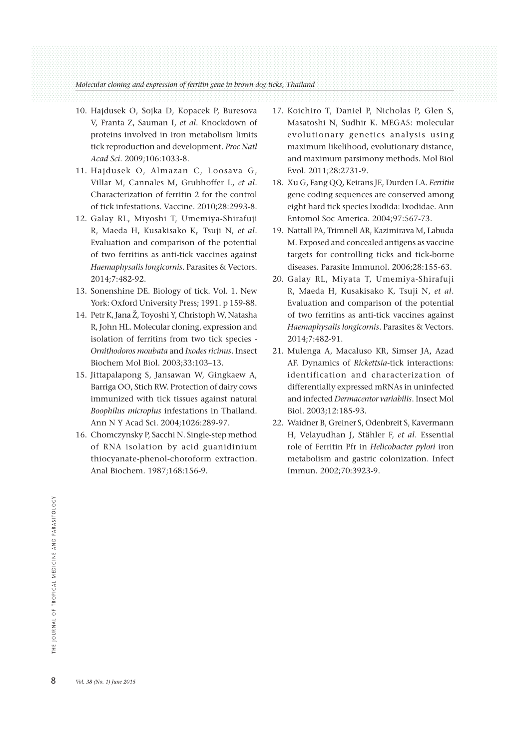10. Hajdusek O, Sojka D, Kopacek P, Buresova V, Franta Z, Sauman I, *et al*. Knockdown of proteins involved in iron metabolism limits tick reproduction and development. *Proc Natl Acad Sci*. 2009;106:1033-8.
11. Hajdusek O, Almazan C, Loosava G, Villar M, Cannales M, Grubhoffer L, *et al*. Characterization of ferritin 2 for the control of tick infestations. Vaccine. 2010;28:2993-8.
12. Galay RL, Miyoshi T, Umemiya-Shirafuji R, Maeda H, Kusakisako K, Tsuji N, *et al*. Evaluation and comparison of the potential of two ferritins as anti-tick vaccines against *Haemaphysalis longicornis*. Parasites & Vectors. 2014;7:482-92.
13. Sonenshine DE. Biology of tick. Vol. 1. New York: Oxford University Press; 1991. p 159-88.
14. Petr K, Jana Ž, Toyoshi Y, Christoph W, Natasha R, John HL. Molecular cloning, expression and isolation of ferritins from two tick species - *Ornithodoros moubata* and *Ixodes ricinus*. Insect Biochem Mol Biol. 2003;33:103–13.
15. Jittapalapong S, Jansawan W, Gingkaew A, Barriga OO, Stich RW. Protection of dairy cows immunized with tick tissues against natural *Boophilus microplus* infestations in Thailand. Ann N Y Acad Sci. 2004;1026:289-97.
16. Chomczynsky P, Sacchi N. Single-step method of RNA isolation by acid guanidinium thiocyanate-phenol-choroform extraction. Anal Biochem. 1987;168:156-9.
17. Koichiro T, Daniel P, Nicholas P, Glen S, Masatoshi N, Sudhir K. MEGA5: molecular evolutionary genetics analysis using maximum likelihood, evolutionary distance, and maximum parsimony methods. Mol Biol Evol. 2011;28:2731-9.
18. Xu G, Fang QQ, Keirans JE, Durden LA. *Ferritin* gene coding sequences are conserved among eight hard tick species Ixodida: Ixodidae. Ann Entomol Soc America. 2004;97:567-73.
19. Nattall PA, Trimnell AR, Kazimirava M, Labuda M. Exposed and concealed antigens as vaccine targets for controlling ticks and tick-borne diseases. Parasite Immunol. 2006;28:155-63.
20. Galay RL, Miyata T, Umemiya-Shirafuji R, Maeda H, Kusakisako K, Tsuji N, *et al*. Evaluation and comparison of the potential of two ferritins as anti-tick vaccines against *Haemaphysalis longicornis*. Parasites & Vectors. 2014;7:482-91.
21. Mulenga A, Macaluso KR, Simser JA, Azad AF. Dynamics of *Rickettsia*-tick interactions: identification and characterization of differentially expressed mRNAs in uninfected and infected *Dermacentor variabilis*. Insect Mol Biol. 2003;12:185-93.
22. Waidner B, Greiner S, Odenbreit S, Kavermann H, Velayudhan J, Stähler F, *et al*. Essential role of Ferritin Pfr in *Helicobacter pylori* iron metabolism and gastric colonization. Infect Immun. 2002;70:3923-9.